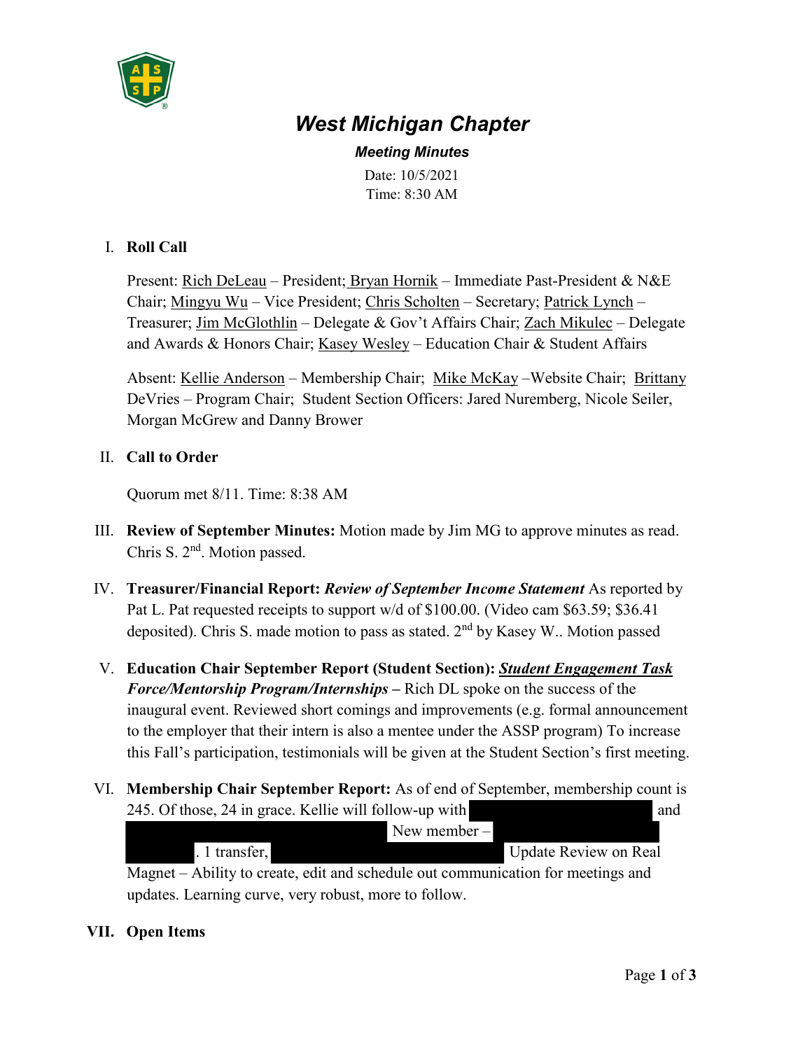# West Michigan Chapter

***Meeting Minutes***

Date: 10/5/2021
Time: 8:30 AM

## I. Roll Call

Present: Rich DeLeau – President; Bryan Hornik – Immediate Past-President & N&E Chair; Mingyu Wu – Vice President; Chris Scholten – Secretary; Patrick Lynch – Treasurer; Jim McGlothlin – Delegate & Gov't Affairs Chair; Zach Mikulec – Delegate and Awards & Honors Chair; Kasey Wesley – Education Chair & Student Affairs

Absent: Kellie Anderson – Membership Chair; Mike McKay –Website Chair; Brittany DeVries – Program Chair; Student Section Officers: Jared Nuremberg, Nicole Seiler, Morgan McGrew and Danny Brower

## II. Call to Order

Quorum met 8/11. Time: 8:38 AM

## III. Review of September Minutes:

**Review of September Minutes:** Motion made by Jim MG to approve minutes as read. Chris S. 2nd. Motion passed.

## IV. Treasurer/Financial Report:

**Treasurer/Financial Report:** ***Review of September Income Statement*** As reported by Pat L. Pat requested receipts to support w/d of $100.00. (Video cam $63.59; $36.41 deposited). Chris S. made motion to pass as stated. 2nd by Kasey W.. Motion passed

## V. Education Chair September Report (Student Section):

**Education Chair September Report (Student Section):** ***Student Engagement Task Force/Mentorship Program/Internships*** **–** Rich DL spoke on the success of the inaugural event. Reviewed short comings and improvements (e.g. formal announcement to the employer that their intern is also a mentee under the ASSP program) To increase this Fall's participation, testimonials will be given at the Student Section's first meeting.

## VI. Membership Chair September Report:

**Membership Chair September Report:** As of end of September, membership count is 245. Of those, 24 in grace. Kellie will follow-up with [REDACTED] and [REDACTED] New member – [REDACTED]. 1 transfer, [REDACTED] Update Review on Real Magnet – Ability to create, edit and schedule out communication for meetings and updates. Learning curve, very robust, more to follow.

## VII. Open Items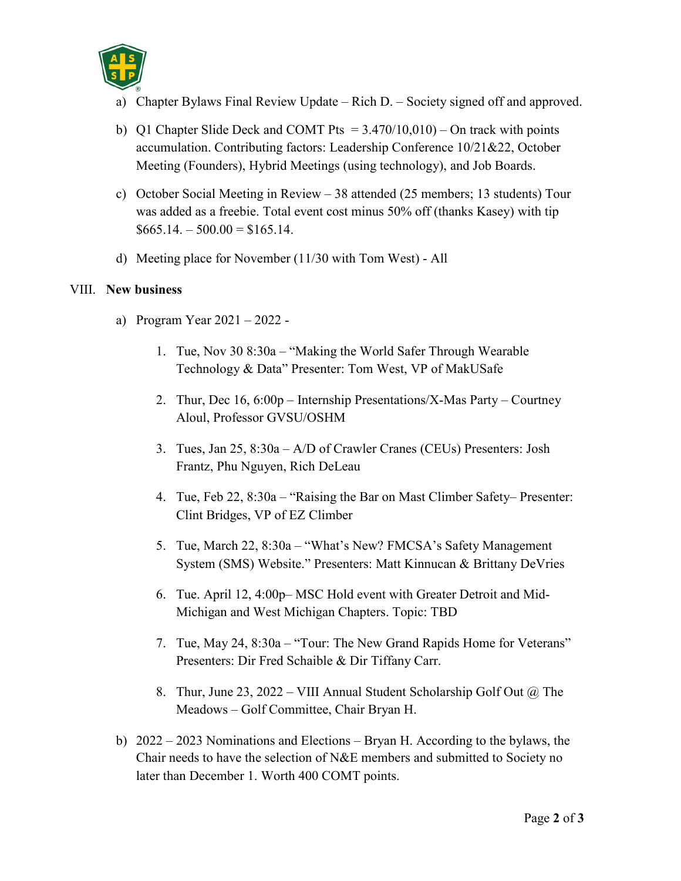a) Chapter Bylaws Final Review Update – Rich D. – Society signed off and approved.

b) Q1 Chapter Slide Deck and COMT Pts = 3.470/10,010) – On track with points accumulation. Contributing factors: Leadership Conference 10/21&22, October Meeting (Founders), Hybrid Meetings (using technology), and Job Boards.

c) October Social Meeting in Review – 38 attended (25 members; 13 students) Tour was added as a freebie. Total event cost minus 50% off (thanks Kasey) with tip $665.14. – 500.00 = $165.14.

d) Meeting place for November (11/30 with Tom West) - All

## VIII. New business

a) Program Year 2021 – 2022 -

1. Tue, Nov 30 8:30a – "Making the World Safer Through Wearable Technology & Data" Presenter: Tom West, VP of MakUSafe
2. Thur, Dec 16, 6:00p – Internship Presentations/X-Mas Party – Courtney Aloul, Professor GVSU/OSHM
3. Tues, Jan 25, 8:30a – A/D of Crawler Cranes (CEUs) Presenters: Josh Frantz, Phu Nguyen, Rich DeLeau
4. Tue, Feb 22, 8:30a – "Raising the Bar on Mast Climber Safety– Presenter: Clint Bridges, VP of EZ Climber
5. Tue, March 22, 8:30a – "What's New? FMCSA's Safety Management System (SMS) Website." Presenters: Matt Kinnucan & Brittany DeVries
6. Tue. April 12, 4:00p– MSC Hold event with Greater Detroit and Mid-Michigan and West Michigan Chapters. Topic: TBD
7. Tue, May 24, 8:30a – "Tour: The New Grand Rapids Home for Veterans" Presenters: Dir Fred Schaible & Dir Tiffany Carr.
8. Thur, June 23, 2022 – VIII Annual Student Scholarship Golf Out @ The Meadows – Golf Committee, Chair Bryan H.

b) 2022 – 2023 Nominations and Elections – Bryan H. According to the bylaws, the Chair needs to have the selection of N&E members and submitted to Society no later than December 1. Worth 400 COMT points.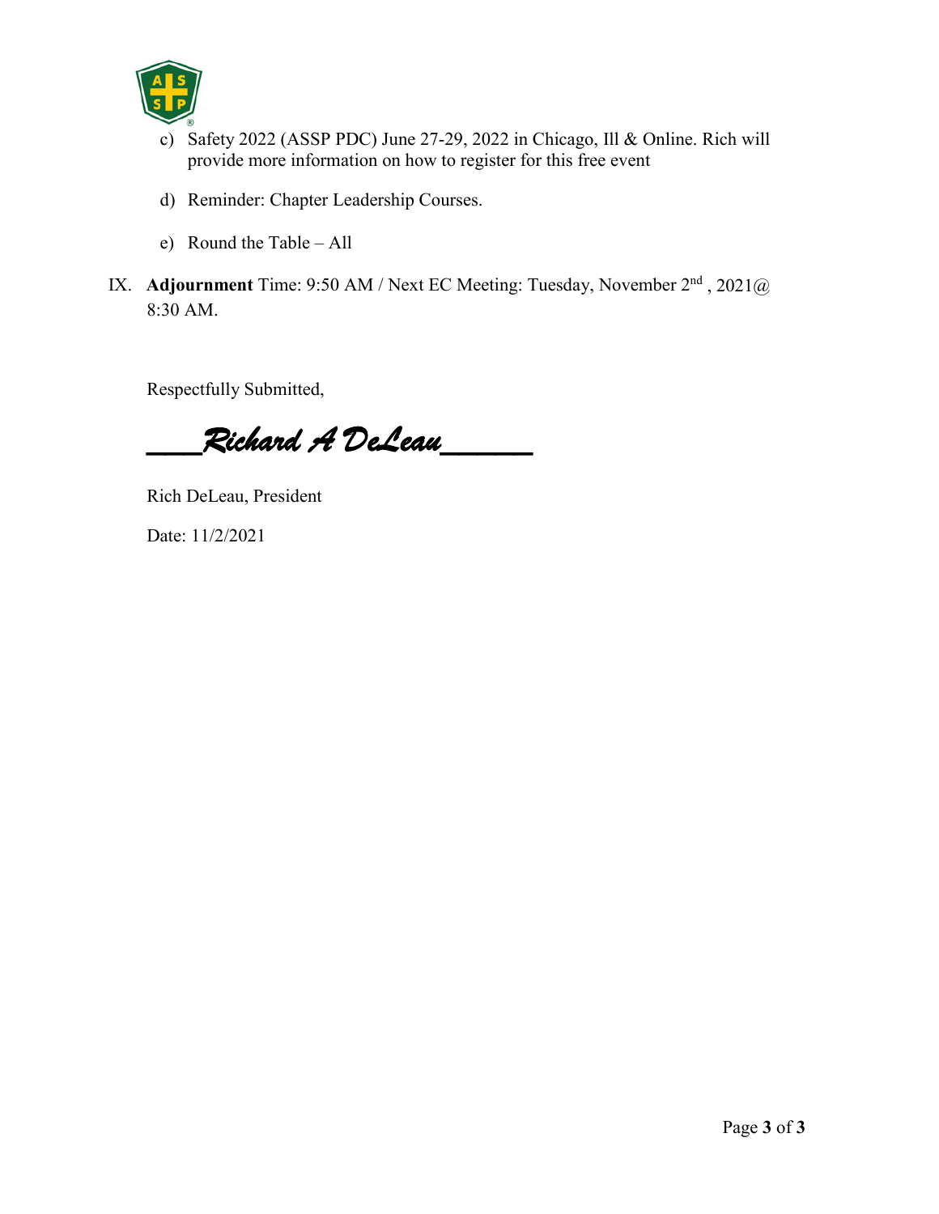c) Safety 2022 (ASSP PDC) June 27-29, 2022 in Chicago, Ill & Online. Rich will provide more information on how to register for this free event

d) Reminder: Chapter Leadership Courses.

e) Round the Table – All

IX. **Adjournment** Time: 9:50 AM / Next EC Meeting: Tuesday, November 2nd , 2021@ 8:30 AM.

Respectfully Submitted,

___*Richard A DeLeau*______

Rich DeLeau, President

Date: 11/2/2021